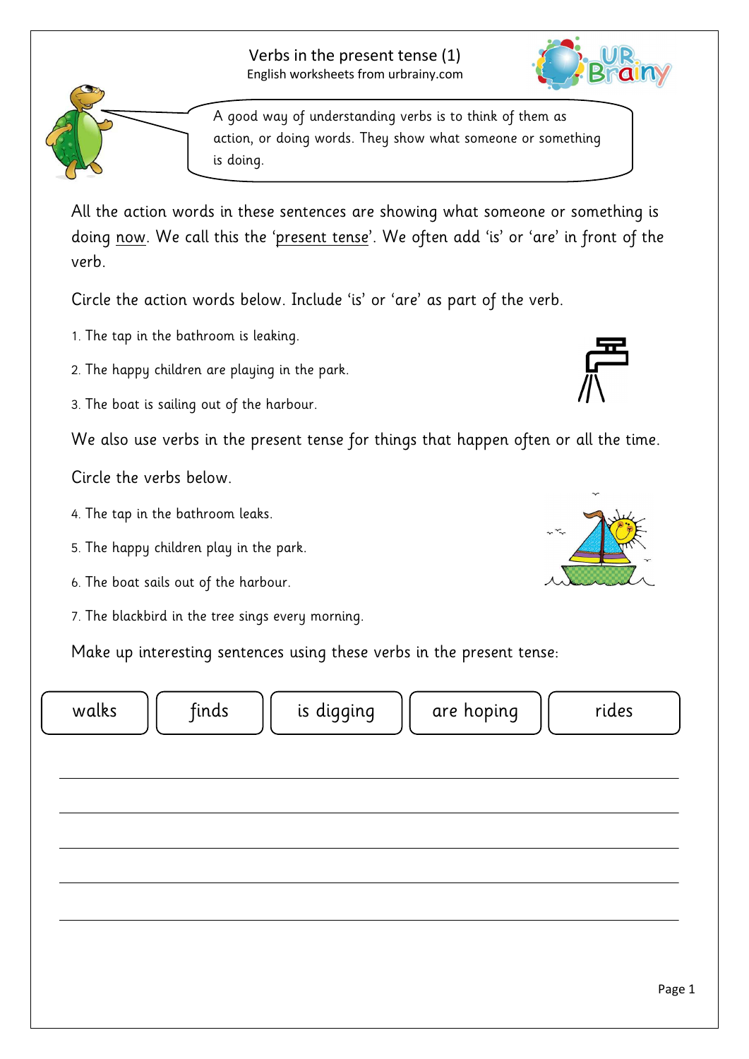# Verbs in the present tense (1)

English worksheets from urbrainy.com

A good way of understanding verbs is to think of them as action, or doing words. They show what someone or something is doing.

All the action words in these sentences are showing what someone or something is doing now. We call this the 'present tense'. We often add 'is' or 'are' in front of the verb.

Circle the action words below. Include 'is' or 'are' as part of the verb.

1. The tap in the bathroom is leaking.
2. The happy children are playing in the park.
3. The boat is sailing out of the harbour.

We also use verbs in the present tense for things that happen often or all the time.

Circle the verbs below.

4. The tap in the bathroom leaks.
5. The happy children play in the park.
6. The boat sails out of the harbour.
7. The blackbird in the tree sings every morning.

Make up interesting sentences using these verbs in the present tense:

| walks | finds | is digging | are hoping | rides |
|---|---|---|---|---|

_______________________________________________

_______________________________________________

_______________________________________________

_______________________________________________

_______________________________________________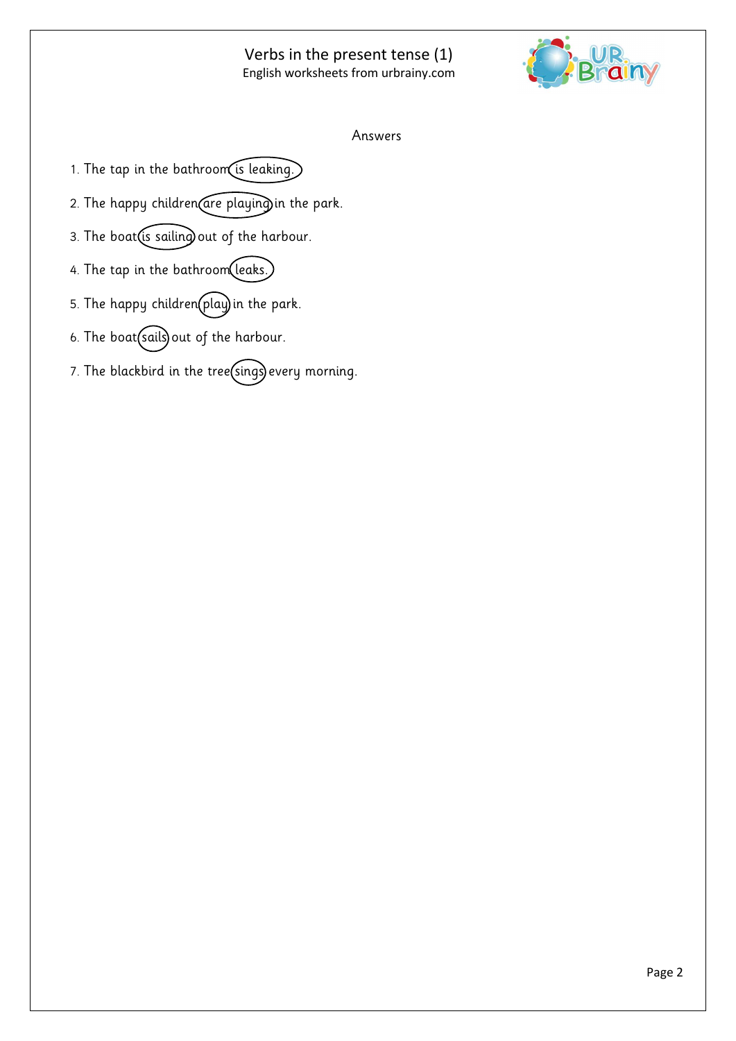# Verbs in the present tense (1)

English worksheets from urbrainy.com

Answers

1. The tap in the bathroom is leaking.
2. The happy children are playing in the park.
3. The boat is sailing out of the harbour.
4. The tap in the bathroom leaks.
5. The happy children play in the park.
6. The boat sails out of the harbour.
7. The blackbird in the tree sings every morning.